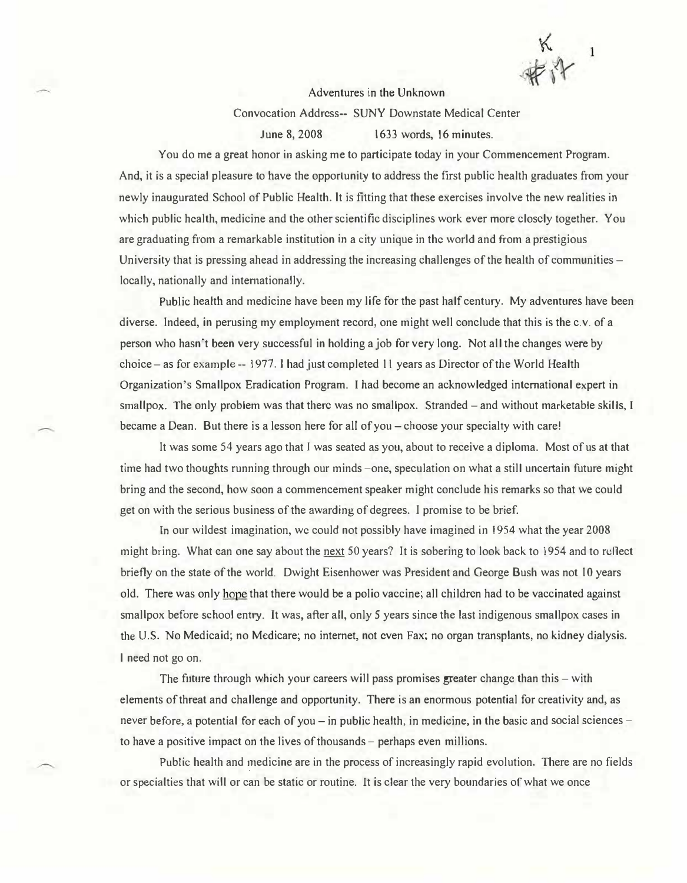# Adventures in the Unknown

Convocation Address-- SUNY Downstate Medical Center

June 8, 2008 1633 words, 16 minutes.

You do me a great honor in asking me to participate today in your Commencement Program. And, it is a special pleasure to have the opportunity to address the first public health graduates from your newly inaugurated School of Public Health. It is fitting that these exercises involve the new realities in which public health, medicine and the other scientific disciplines work ever more closely together. You are graduating from a remarkable institution in a city unique in the world and from a prestigious University that is pressing ahead in addressing the increasing challenges of the health of communities – locally, nationally and internationally.

Public health and medicine have been my life for the past half century. My adventures have been diverse. Indeed, in perusing my employment record, one might well conclude that this is the c.v. of a person who hasn't been very successful in holding a job for very long. Not all the changes were by choice – as for example -- 1977. I had just completed 11 years as Director of the World Health Organization's Smallpox Eradication Program. I had become an acknowledged international expert in smallpox. The only problem was that there was no smallpox. Stranded – and without marketable skills, I became a Dean. But there is a lesson here for all of you – choose your specialty with care!

It was some 54 years ago that I was seated as you, about to receive a diploma. Most of us at that time had two thoughts running through our minds –one, speculation on what a still uncertain future might bring and the second, how soon a commencement speaker might conclude his remarks so that we could get on with the serious business of the awarding of degrees. I promise to be brief.

In our wildest imagination, we could not possibly have imagined in 1954 what the year 2008 might bring. What can one say about the <u>next</u> 50 years? It is sobering to look back to 1954 and to reflect briefly on the state of the world. Dwight Eisenhower was President and George Bush was not 10 years old. There was only <u>hope</u> that there would be a polio vaccine; all children had to be vaccinated against smallpox before school entry. It was, after all, only 5 years since the last indigenous smallpox cases in the U.S. No Medicaid; no Medicare; no internet, not even Fax; no organ transplants, no kidney dialysis. I need not go on.

The future through which your careers will pass promises greater change than this – with elements of threat and challenge and opportunity. There is an enormous potential for creativity and, as never before, a potential for each of you – in public health, in medicine, in the basic and social sciences – to have a positive impact on the lives of thousands – perhaps even millions.

Public health and medicine are in the process of increasingly rapid evolution. There are no fields or specialties that will or can be static or routine. It is clear the very boundaries of what we once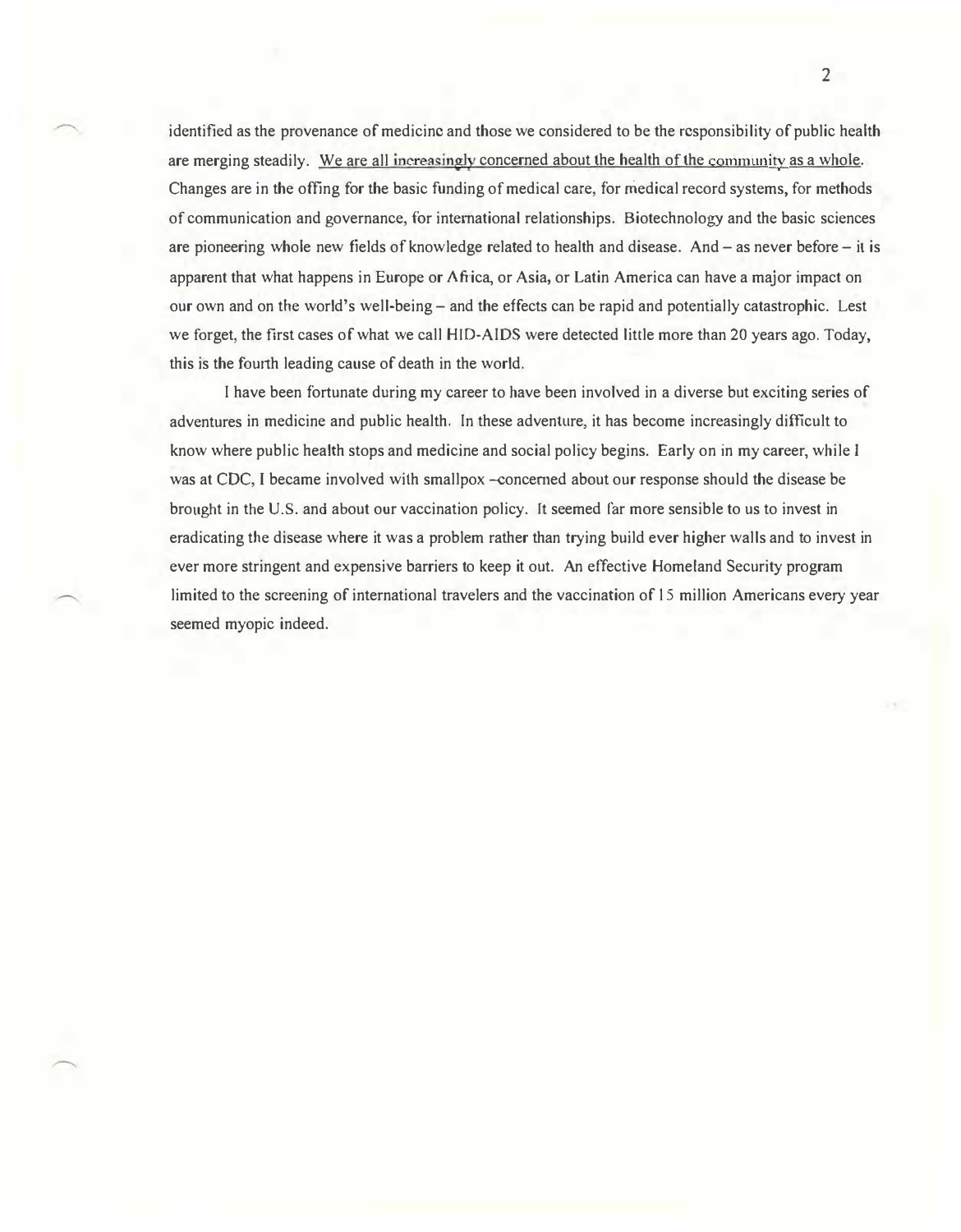identified as the provenance of medicine and those we considered to be the responsibility of public health are merging steadily. <u>We are all increasingly concerned about the health of the community as a whole</u>. Changes are in the offing for the basic funding of medical care, for medical record systems, for methods of communication and governance, for international relationships. Biotechnology and the basic sciences are pioneering whole new fields of knowledge related to health and disease. And – as never before – it is apparent that what happens in Europe or Africa, or Asia, or Latin America can have a major impact on our own and on the world's well-being – and the effects can be rapid and potentially catastrophic. Lest we forget, the first cases of what we call HID-AIDS were detected little more than 20 years ago. Today, this is the fourth leading cause of death in the world.

I have been fortunate during my career to have been involved in a diverse but exciting series of adventures in medicine and public health. In these adventure, it has become increasingly difficult to know where public health stops and medicine and social policy begins. Early on in my career, while I was at CDC, I became involved with smallpox –concerned about our response should the disease be brought in the U.S. and about our vaccination policy. It seemed far more sensible to us to invest in eradicating the disease where it was a problem rather than trying build ever higher walls and to invest in ever more stringent and expensive barriers to keep it out. An effective Homeland Security program limited to the screening of international travelers and the vaccination of 15 million Americans every year seemed myopic indeed.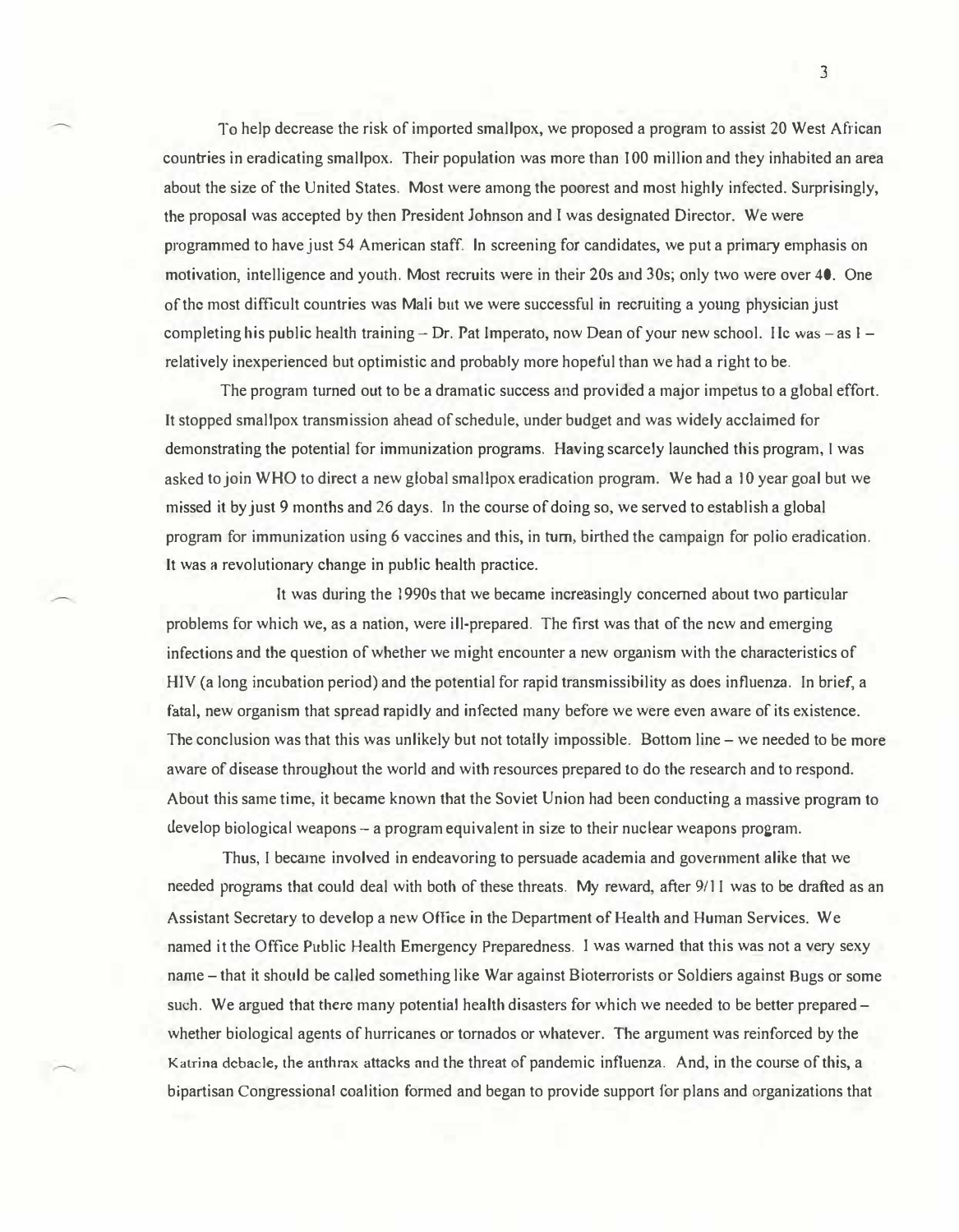To help decrease the risk of imported smallpox, we proposed a program to assist 20 West African countries in eradicating smallpox. Their population was more than 100 million and they inhabited an area about the size of the United States. Most were among the poorest and most highly infected. Surprisingly, the proposal was accepted by then President Johnson and I was designated Director. We were programmed to have just 54 American staff. In screening for candidates, we put a primary emphasis on motivation, intelligence and youth. Most recruits were in their 20s and 30s; only two were over 40. One of the most difficult countries was Mali but we were successful in recruiting a young physician just completing his public health training – Dr. Pat Imperato, now Dean of your new school. He was – as I – relatively inexperienced but optimistic and probably more hopeful than we had a right to be.

The program turned out to be a dramatic success and provided a major impetus to a global effort. It stopped smallpox transmission ahead of schedule, under budget and was widely acclaimed for demonstrating the potential for immunization programs. Having scarcely launched this program, I was asked to join WHO to direct a new global smallpox eradication program. We had a 10 year goal but we missed it by just 9 months and 26 days. In the course of doing so, we served to establish a global program for immunization using 6 vaccines and this, in turn, birthed the campaign for polio eradication. It was a revolutionary change in public health practice.

It was during the 1990s that we became increasingly concerned about two particular problems for which we, as a nation, were ill-prepared. The first was that of the new and emerging infections and the question of whether we might encounter a new organism with the characteristics of HIV (a long incubation period) and the potential for rapid transmissibility as does influenza. In brief, a fatal, new organism that spread rapidly and infected many before we were even aware of its existence. The conclusion was that this was unlikely but not totally impossible. Bottom line – we needed to be more aware of disease throughout the world and with resources prepared to do the research and to respond. About this same time, it became known that the Soviet Union had been conducting a massive program to develop biological weapons – a program equivalent in size to their nuclear weapons program.

Thus, I became involved in endeavoring to persuade academia and government alike that we needed programs that could deal with both of these threats. My reward, after 9/11 was to be drafted as an Assistant Secretary to develop a new Office in the Department of Health and Human Services. We named it the Office Public Health Emergency Preparedness. I was warned that this was not a very sexy name – that it should be called something like War against Bioterrorists or Soldiers against Bugs or some such. We argued that there many potential health disasters for which we needed to be better prepared – whether biological agents of hurricanes or tornados or whatever. The argument was reinforced by the Katrina debacle, the anthrax attacks and the threat of pandemic influenza. And, in the course of this, a bipartisan Congressional coalition formed and began to provide support for plans and organizations that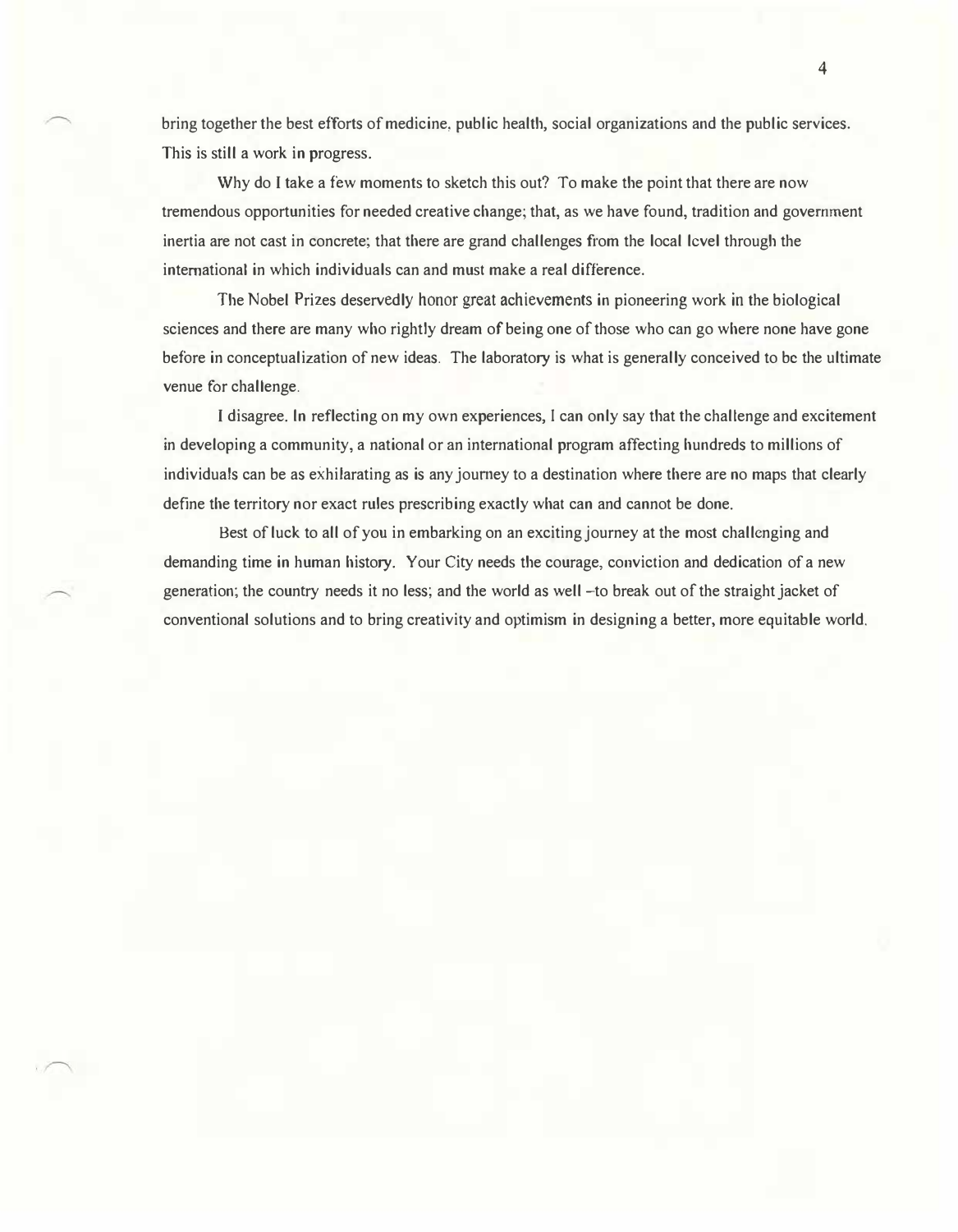bring together the best efforts of medicine, public health, social organizations and the public services. This is still a work in progress.

Why do I take a few moments to sketch this out? To make the point that there are now tremendous opportunities for needed creative change; that, as we have found, tradition and government inertia are not cast in concrete; that there are grand challenges from the local level through the international in which individuals can and must make a real difference.

The Nobel Prizes deservedly honor great achievements in pioneering work in the biological sciences and there are many who rightly dream of being one of those who can go where none have gone before in conceptualization of new ideas. The laboratory is what is generally conceived to be the ultimate venue for challenge.

I disagree. In reflecting on my own experiences, I can only say that the challenge and excitement in developing a community, a national or an international program affecting hundreds to millions of individuals can be as exhilarating as is any journey to a destination where there are no maps that clearly define the territory nor exact rules prescribing exactly what can and cannot be done.

Best of luck to all of you in embarking on an exciting journey at the most challenging and demanding time in human history. Your City needs the courage, conviction and dedication of a new generation; the country needs it no less; and the world as well –to break out of the straight jacket of conventional solutions and to bring creativity and optimism in designing a better, more equitable world.